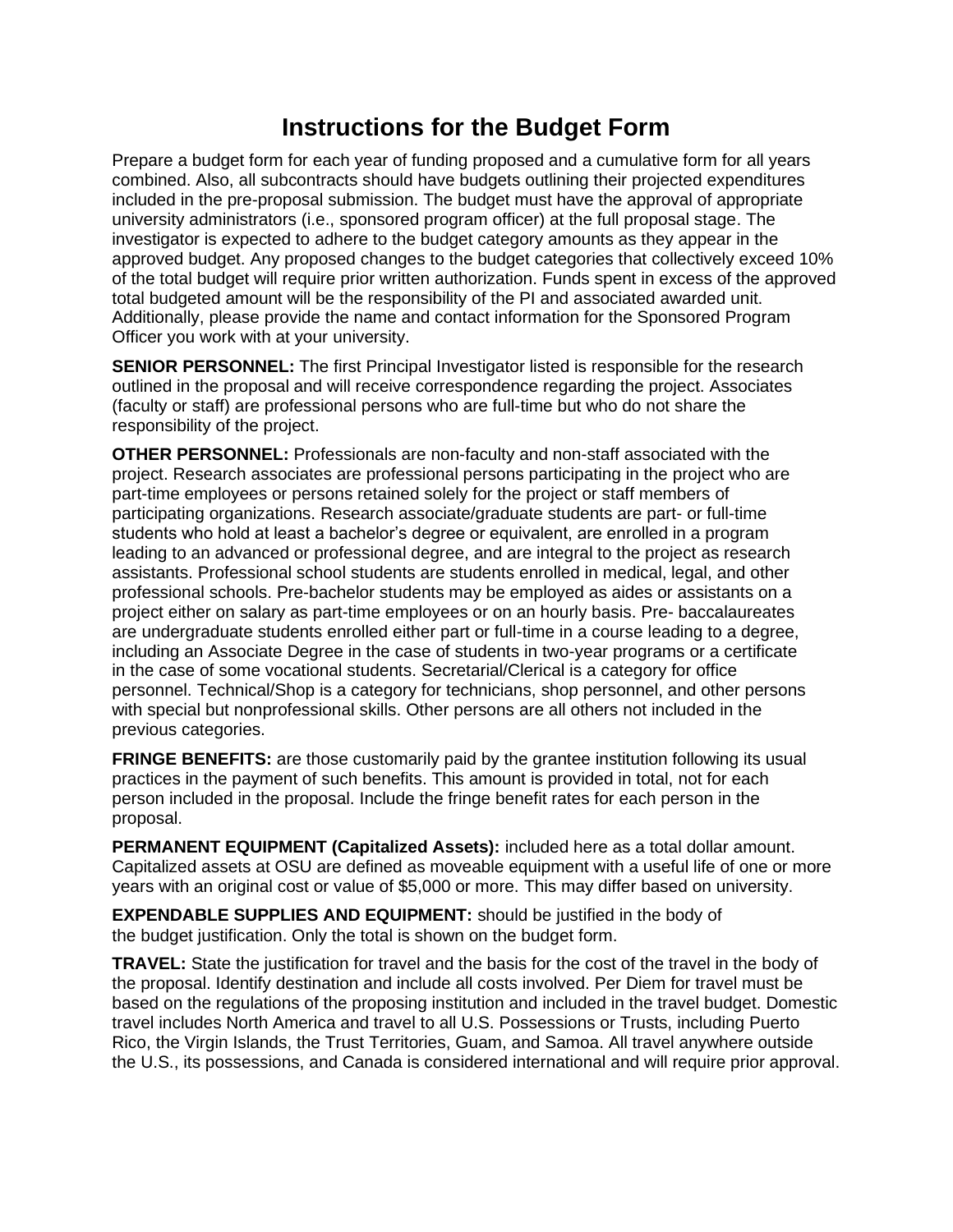# Instructions for the Budget Form

Prepare a budget form for each year of funding proposed and a cumulative form for all years combined. Also, all subcontracts should have budgets outlining their projected expenditures included in the pre-proposal submission. The budget must have the approval of appropriate university administrators (i.e., sponsored program officer) at the full proposal stage. The investigator is expected to adhere to the budget category amounts as they appear in the approved budget. Any proposed changes to the budget categories that collectively exceed 10% of the total budget will require prior written authorization. Funds spent in excess of the approved total budgeted amount will be the responsibility of the PI and associated awarded unit. Additionally, please provide the name and contact information for the Sponsored Program Officer you work with at your university.

**SENIOR PERSONNEL:** The first Principal Investigator listed is responsible for the research outlined in the proposal and will receive correspondence regarding the project. Associates (faculty or staff) are professional persons who are full-time but who do not share the responsibility of the project.

**OTHER PERSONNEL:** Professionals are non-faculty and non-staff associated with the project. Research associates are professional persons participating in the project who are part-time employees or persons retained solely for the project or staff members of participating organizations. Research associate/graduate students are part- or full-time students who hold at least a bachelor's degree or equivalent, are enrolled in a program leading to an advanced or professional degree, and are integral to the project as research assistants. Professional school students are students enrolled in medical, legal, and other professional schools. Pre-bachelor students may be employed as aides or assistants on a project either on salary as part-time employees or on an hourly basis. Pre- baccalaureates are undergraduate students enrolled either part or full-time in a course leading to a degree, including an Associate Degree in the case of students in two-year programs or a certificate in the case of some vocational students. Secretarial/Clerical is a category for office personnel. Technical/Shop is a category for technicians, shop personnel, and other persons with special but nonprofessional skills. Other persons are all others not included in the previous categories.

**FRINGE BENEFITS:** are those customarily paid by the grantee institution following its usual practices in the payment of such benefits. This amount is provided in total, not for each person included in the proposal. Include the fringe benefit rates for each person in the proposal.

**PERMANENT EQUIPMENT (Capitalized Assets):** included here as a total dollar amount. Capitalized assets at OSU are defined as moveable equipment with a useful life of one or more years with an original cost or value of $5,000 or more. This may differ based on university.

**EXPENDABLE SUPPLIES AND EQUIPMENT:** should be justified in the body of the budget justification. Only the total is shown on the budget form.

**TRAVEL:** State the justification for travel and the basis for the cost of the travel in the body of the proposal. Identify destination and include all costs involved. Per Diem for travel must be based on the regulations of the proposing institution and included in the travel budget. Domestic travel includes North America and travel to all U.S. Possessions or Trusts, including Puerto Rico, the Virgin Islands, the Trust Territories, Guam, and Samoa. All travel anywhere outside the U.S., its possessions, and Canada is considered international and will require prior approval.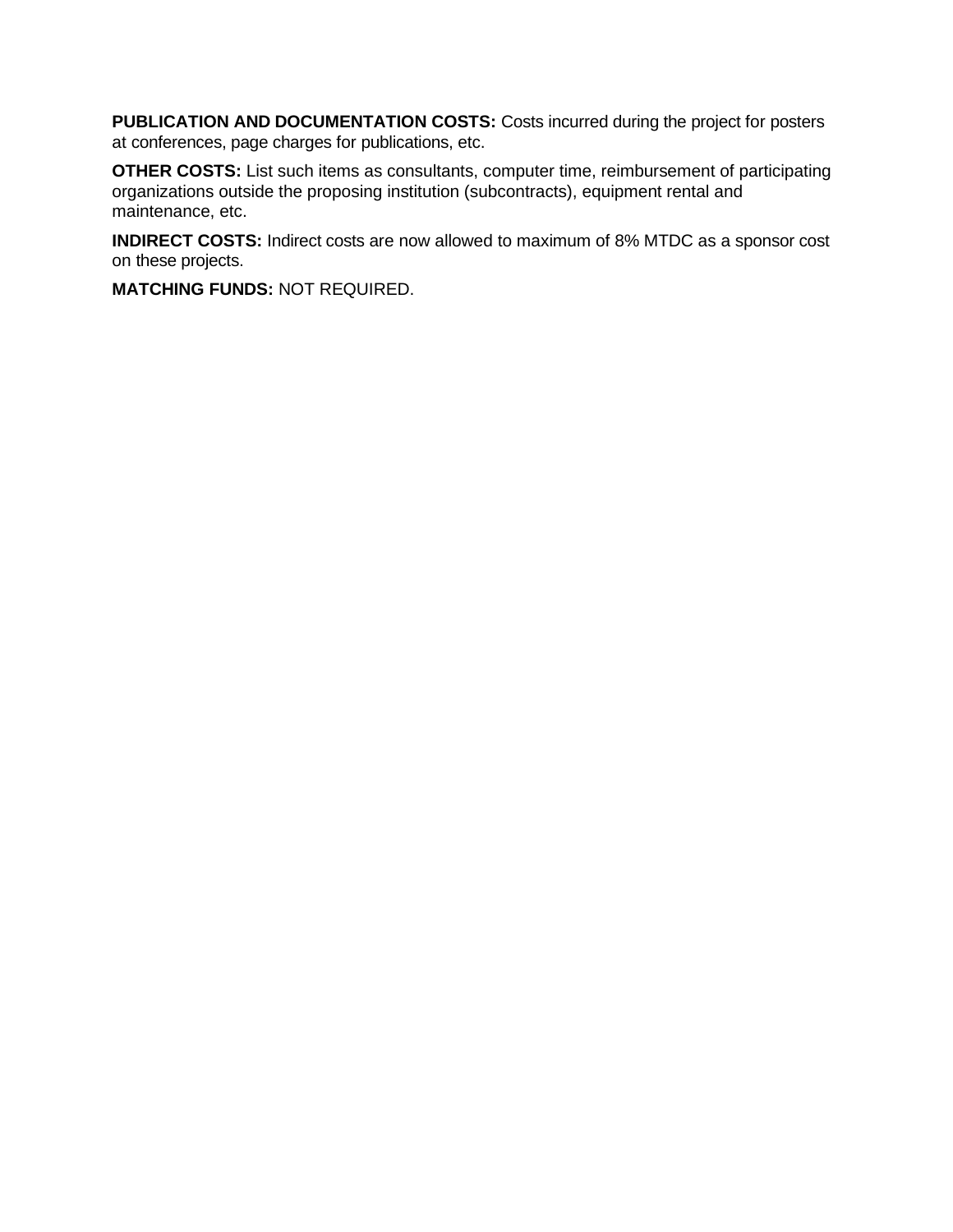**PUBLICATION AND DOCUMENTATION COSTS:** Costs incurred during the project for posters at conferences, page charges for publications, etc.

**OTHER COSTS:** List such items as consultants, computer time, reimbursement of participating organizations outside the proposing institution (subcontracts), equipment rental and maintenance, etc.

**INDIRECT COSTS:** Indirect costs are now allowed to maximum of 8% MTDC as a sponsor cost on these projects.

**MATCHING FUNDS:** NOT REQUIRED.